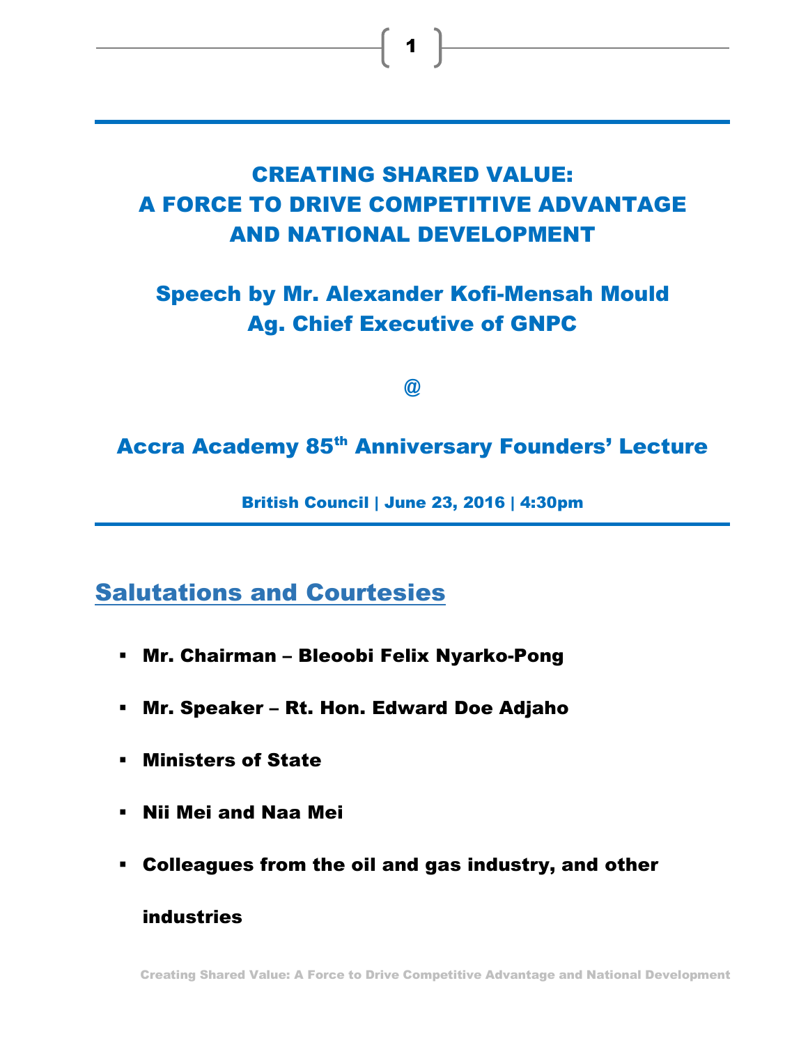# CREATING SHARED VALUE: A FORCE TO DRIVE COMPETITIVE ADVANTAGE AND NATIONAL DEVELOPMENT

## Speech by Mr. Alexander Kofi-Mensah Mould
## Ag. Chief Executive of GNPC

**@**

## Accra Academy 85th Anniversary Founders' Lecture

**British Council | June 23, 2016 | 4:30pm**

## Salutations and Courtesies

- **Mr. Chairman – Bleoobi Felix Nyarko-Pong**
- **Mr. Speaker – Rt. Hon. Edward Doe Adjaho**
- **Ministers of State**
- **Nii Mei and Naa Mei**
- **Colleagues from the oil and gas industry, and other industries**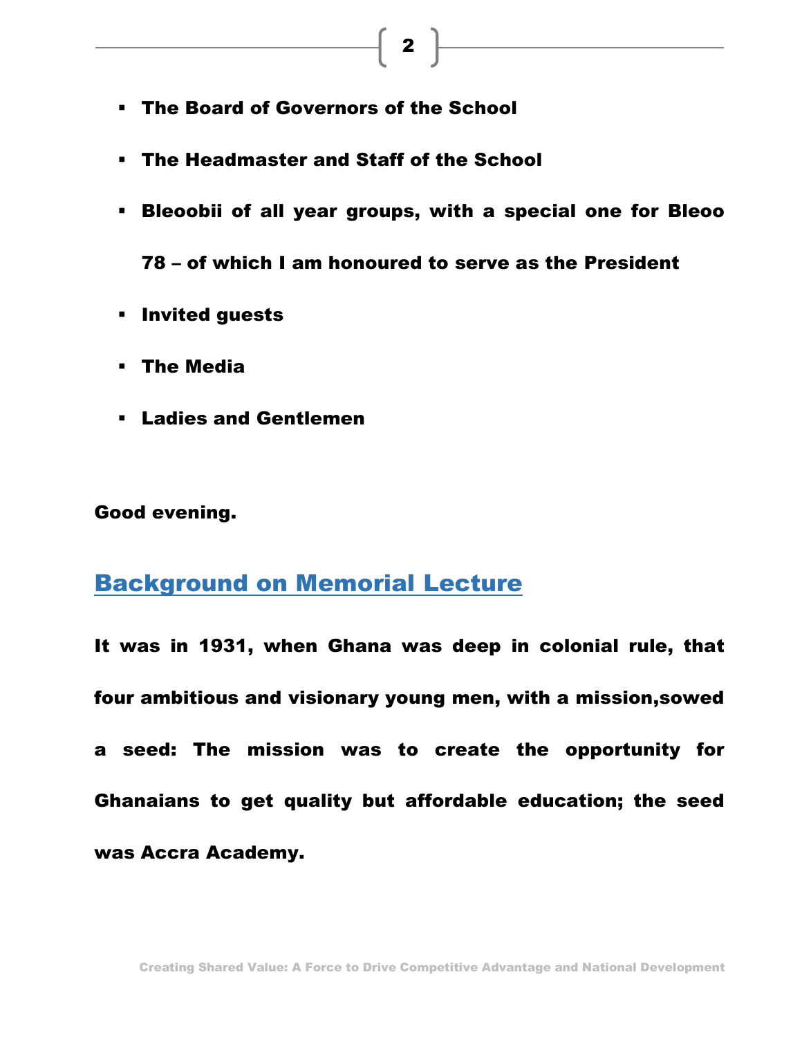- **The Board of Governors of the School**
- **The Headmaster and Staff of the School**
- **Bleoobii of all year groups, with a special one for Bleoo 78 – of which I am honoured to serve as the President**
- **Invited guests**
- **The Media**
- **Ladies and Gentlemen**

**Good evening.**

## Background on Memorial Lecture

**It was in 1931, when Ghana was deep in colonial rule, that four ambitious and visionary young men, with a mission,sowed a seed: The mission was to create the opportunity for Ghanaians to get quality but affordable education; the seed was Accra Academy.**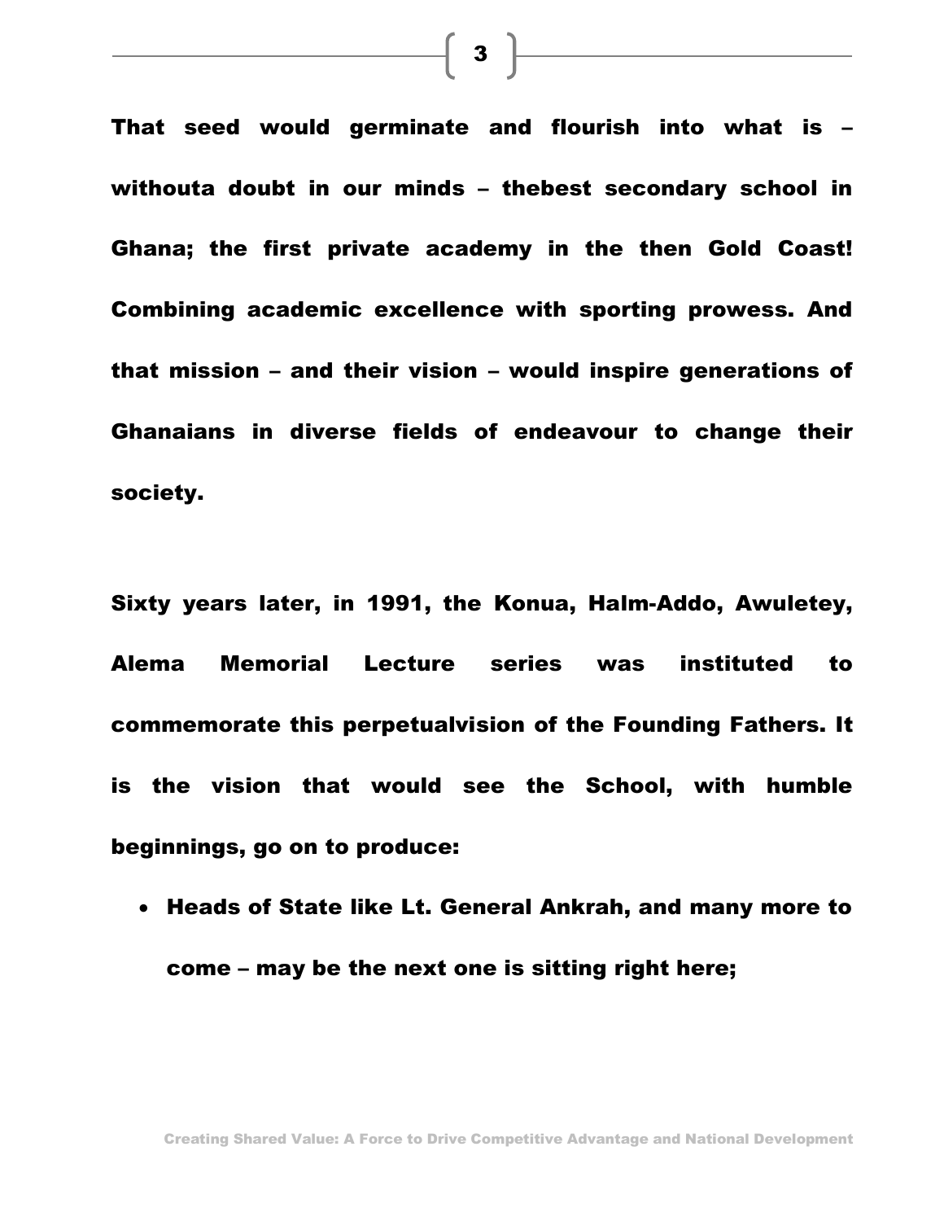That seed would germinate and flourish into what is – withouta doubt in our minds – thebest secondary school in Ghana; the first private academy in the then Gold Coast! Combining academic excellence with sporting prowess. And that mission – and their vision – would inspire generations of Ghanaians in diverse fields of endeavour to change their society.

Sixty years later, in 1991, the Konua, Halm-Addo, Awuletey, Alema Memorial Lecture series was instituted to commemorate this perpetualvision of the Founding Fathers. It is the vision that would see the School, with humble beginnings, go on to produce:

- Heads of State like Lt. General Ankrah, and many more to come – may be the next one is sitting right here;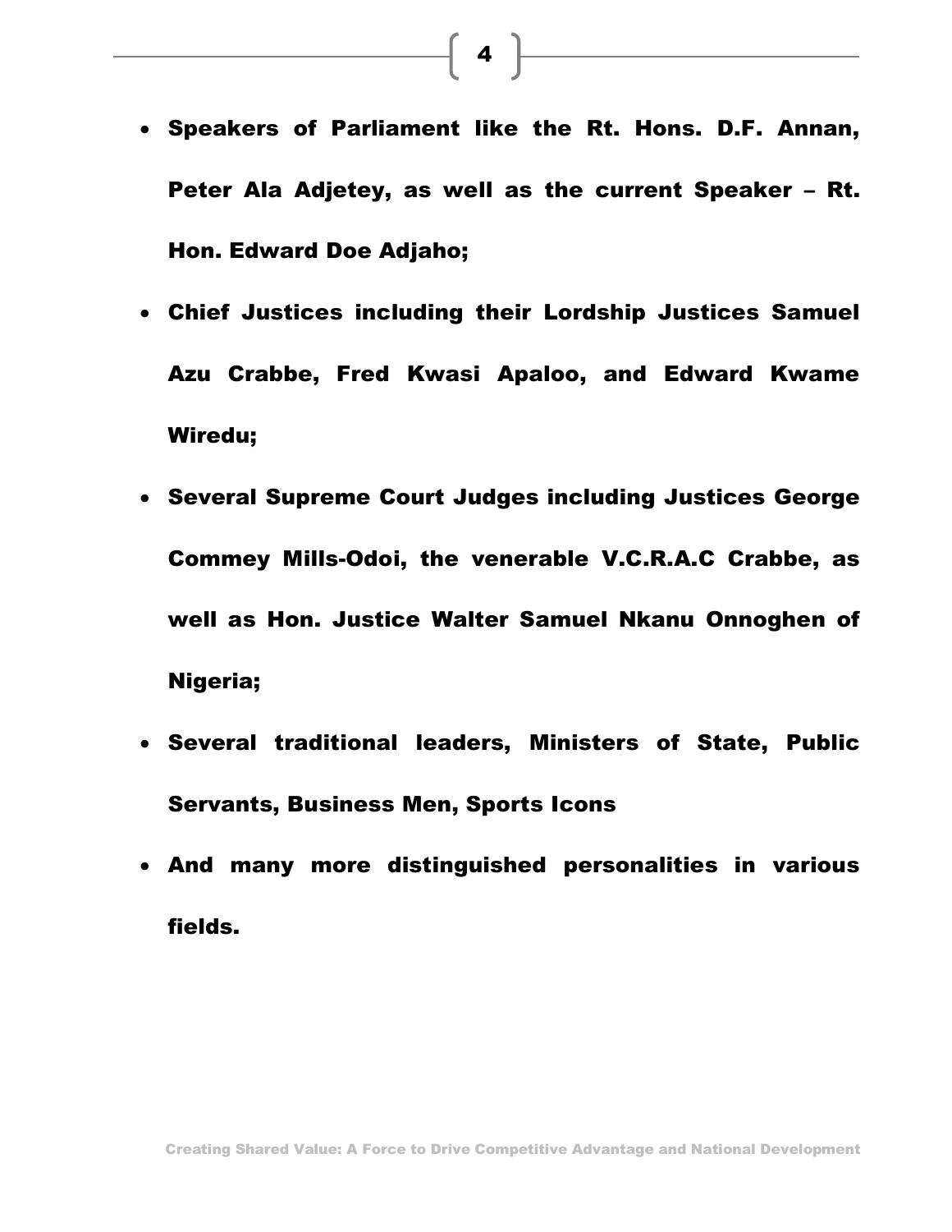- **Speakers of Parliament like the Rt. Hons. D.F. Annan, Peter Ala Adjetey, as well as the current Speaker – Rt. Hon. Edward Doe Adjaho;**
- **Chief Justices including their Lordship Justices Samuel Azu Crabbe, Fred Kwasi Apaloo, and Edward Kwame Wiredu;**
- **Several Supreme Court Judges including Justices George Commey Mills-Odoi, the venerable V.C.R.A.C Crabbe, as well as Hon. Justice Walter Samuel Nkanu Onnoghen of Nigeria;**
- **Several traditional leaders, Ministers of State, Public Servants, Business Men, Sports Icons**
- **And many more distinguished personalities in various fields.**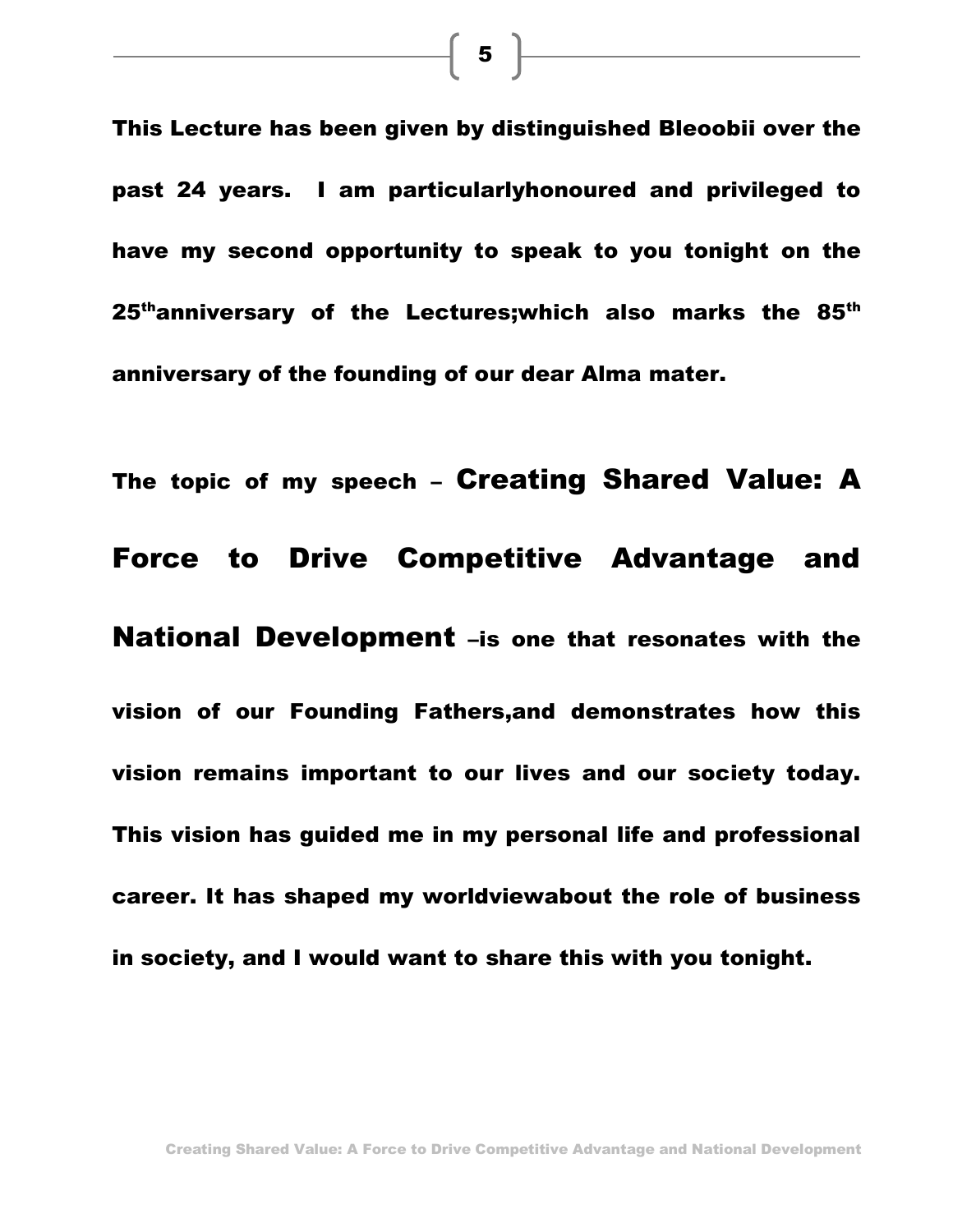**This Lecture has been given by distinguished Bleoobii over the past 24 years. I am particularlyhonoured and privileged to have my second opportunity to speak to you tonight on the 25thanniversary of the Lectures;which also marks the 85th anniversary of the founding of our dear Alma mater.**

**The topic of my speech – Creating Shared Value: A Force to Drive Competitive Advantage and National Development –is one that resonates with the vision of our Founding Fathers,and demonstrates how this vision remains important to our lives and our society today. This vision has guided me in my personal life and professional career. It has shaped my worldviewabout the role of business in society, and I would want to share this with you tonight.**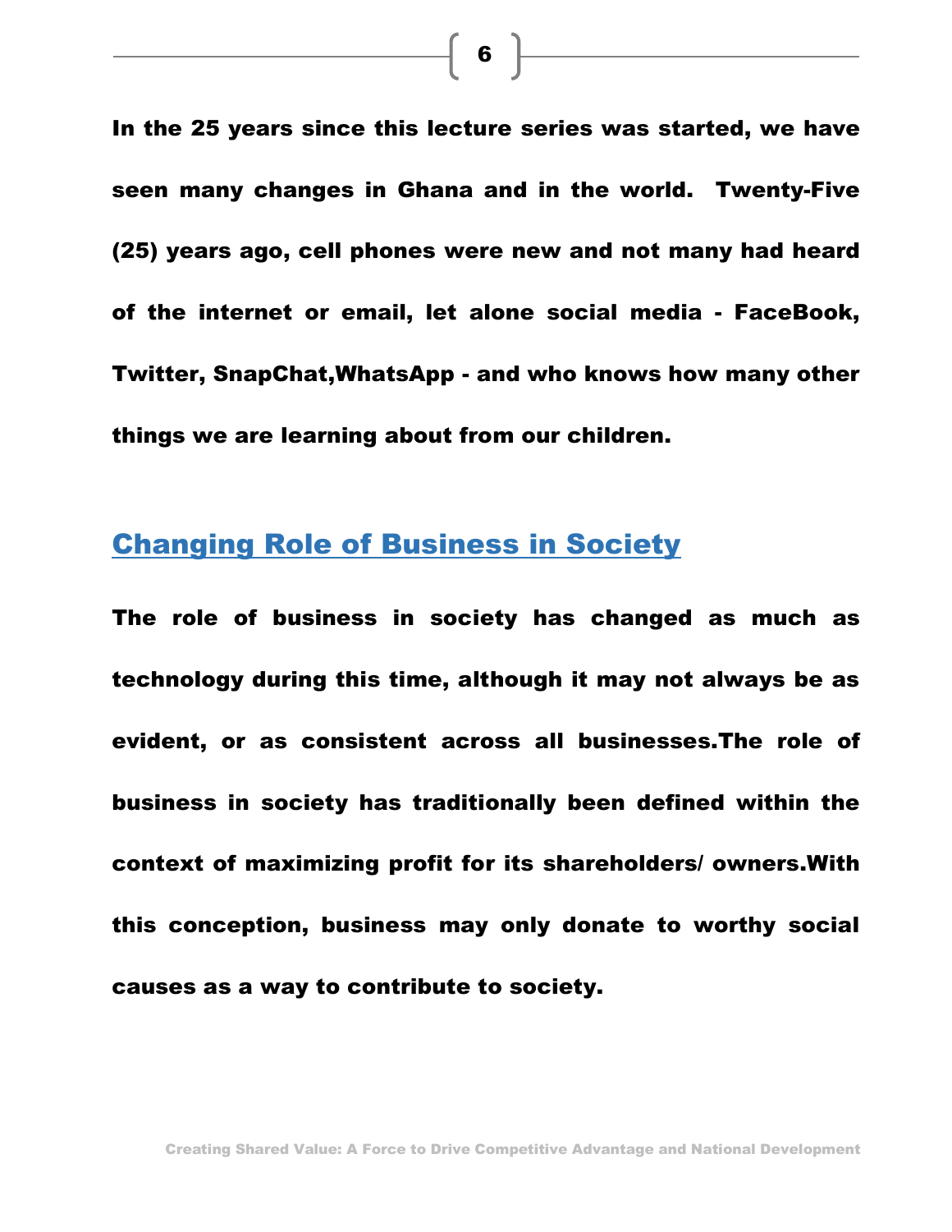**In the 25 years since this lecture series was started, we have seen many changes in Ghana and in the world. Twenty-Five (25) years ago, cell phones were new and not many had heard of the internet or email, let alone social media - FaceBook, Twitter, SnapChat,WhatsApp - and who knows how many other things we are learning about from our children.**

## Changing Role of Business in Society

**The role of business in society has changed as much as technology during this time, although it may not always be as evident, or as consistent across all businesses.The role of business in society has traditionally been defined within the context of maximizing profit for its shareholders/ owners.With this conception, business may only donate to worthy social causes as a way to contribute to society.**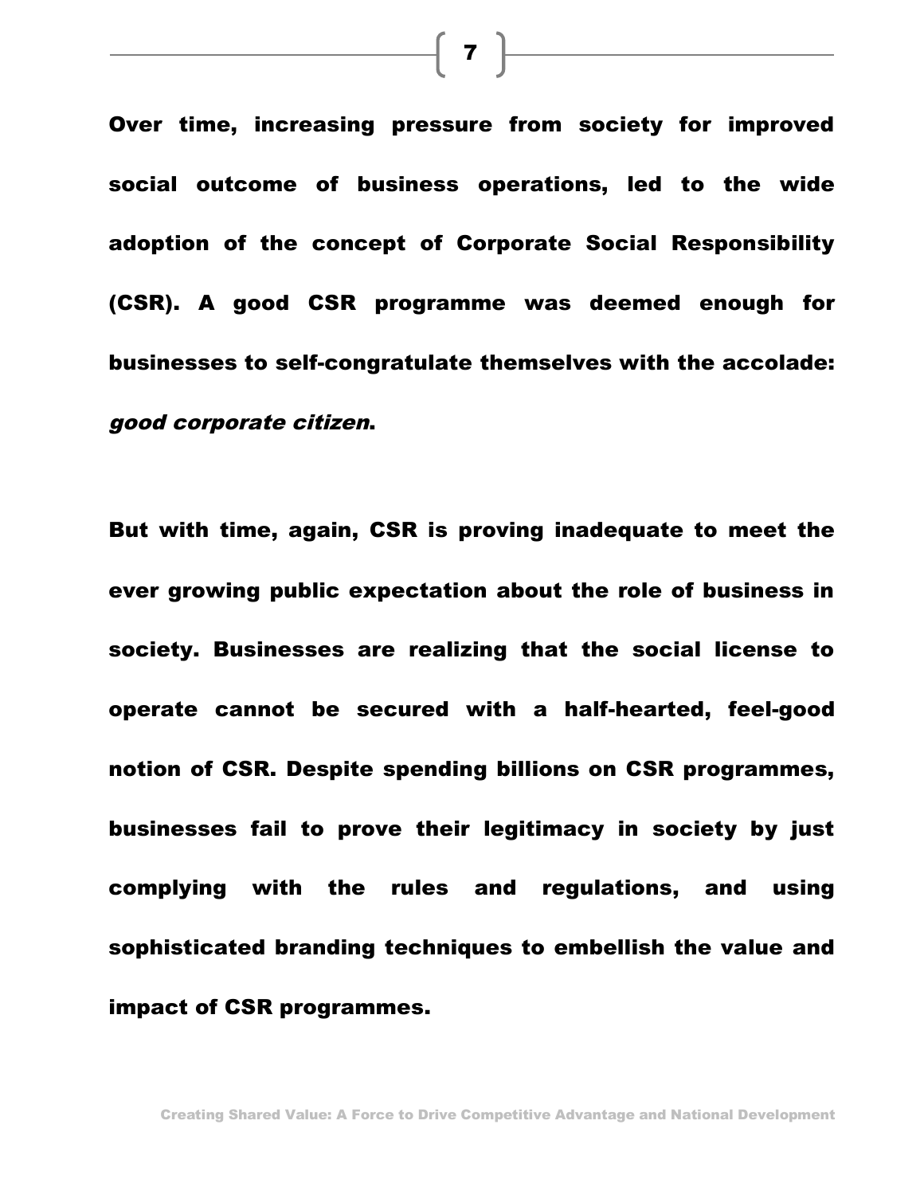Over time, increasing pressure from society for improved social outcome of business operations, led to the wide adoption of the concept of Corporate Social Responsibility (CSR). A good CSR programme was deemed enough for businesses to self-congratulate themselves with the accolade: *good corporate citizen*.

But with time, again, CSR is proving inadequate to meet the ever growing public expectation about the role of business in society. Businesses are realizing that the social license to operate cannot be secured with a half-hearted, feel-good notion of CSR. Despite spending billions on CSR programmes, businesses fail to prove their legitimacy in society by just complying with the rules and regulations, and using sophisticated branding techniques to embellish the value and impact of CSR programmes.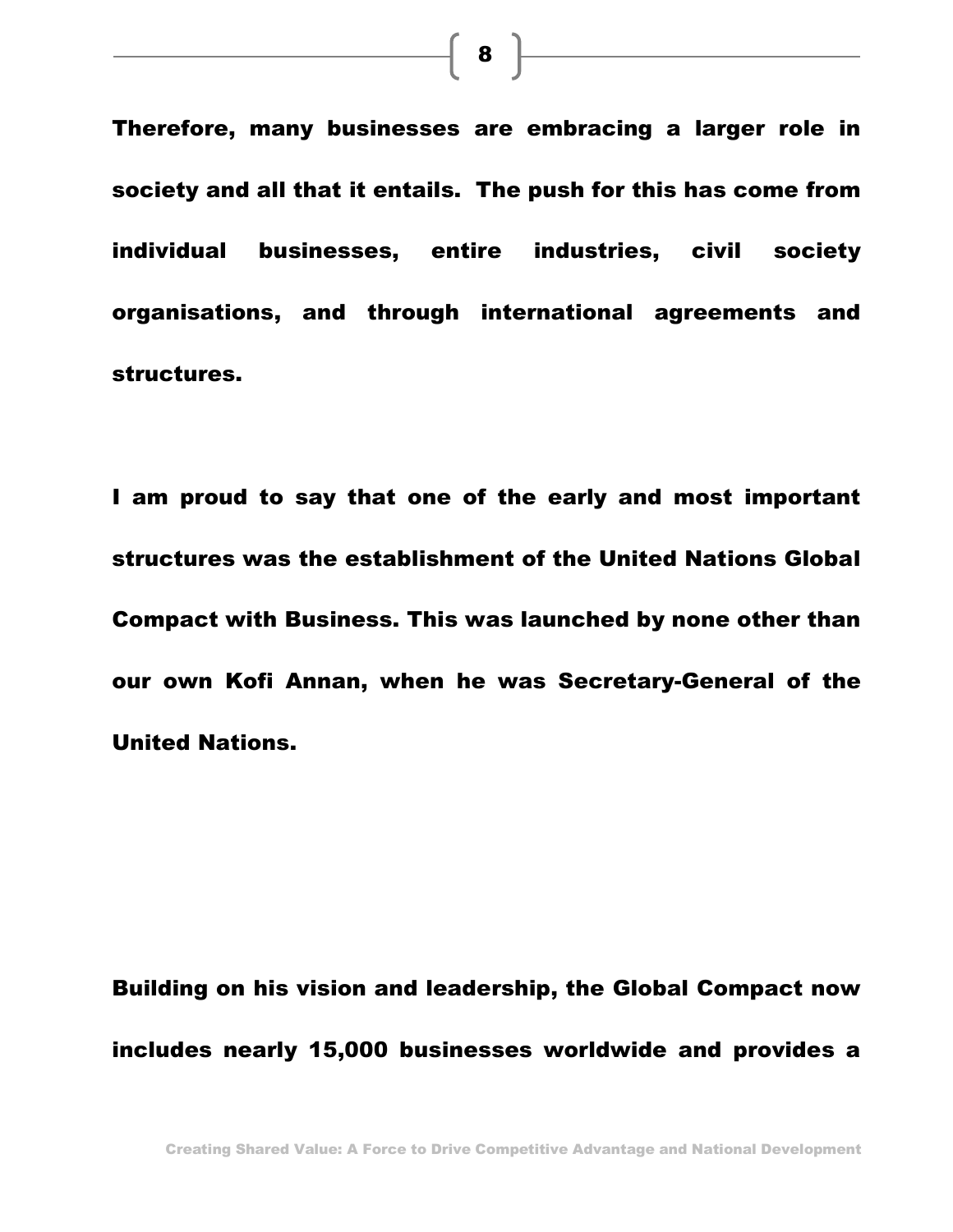Therefore, many businesses are embracing a larger role in society and all that it entails.  The push for this has come from individual businesses, entire industries, civil society organisations, and through international agreements and structures.

I am proud to say that one of the early and most important structures was the establishment of the United Nations Global Compact with Business. This was launched by none other than our own Kofi Annan, when he was Secretary-General of the United Nations.

Building on his vision and leadership, the Global Compact now includes nearly 15,000 businesses worldwide and provides a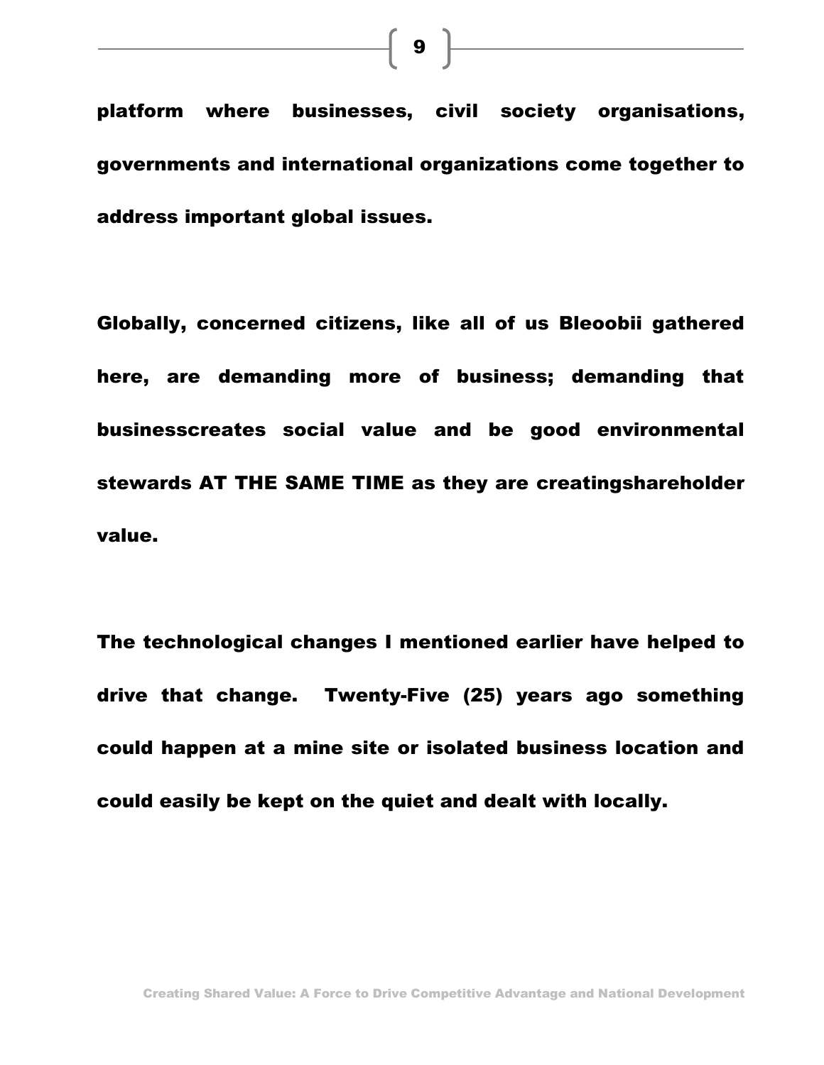platform where businesses, civil society organisations, governments and international organizations come together to address important global issues.

Globally, concerned citizens, like all of us Bleoobii gathered here, are demanding more of business; demanding that businesscreates social value and be good environmental stewards AT THE SAME TIME as they are creatingshareholder value.

The technological changes I mentioned earlier have helped to drive that change. Twenty-Five (25) years ago something could happen at a mine site or isolated business location and could easily be kept on the quiet and dealt with locally.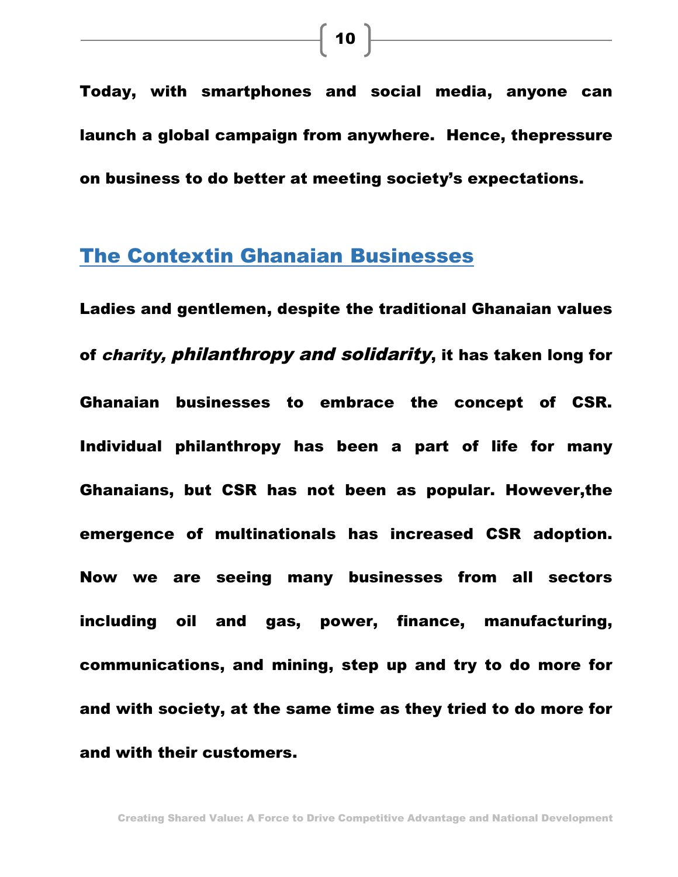**Today, with smartphones and social media, anyone can launch a global campaign from anywhere. Hence, thepressure on business to do better at meeting society's expectations.**

## The Contextin Ghanaian Businesses

**Ladies and gentlemen, despite the traditional Ghanaian values of *charity, philanthropy and solidarity*, it has taken long for Ghanaian businesses to embrace the concept of CSR. Individual philanthropy has been a part of life for many Ghanaians, but CSR has not been as popular. However,the emergence of multinationals has increased CSR adoption. Now we are seeing many businesses from all sectors including oil and gas, power, finance, manufacturing, communications, and mining, step up and try to do more for and with society, at the same time as they tried to do more for and with their customers.**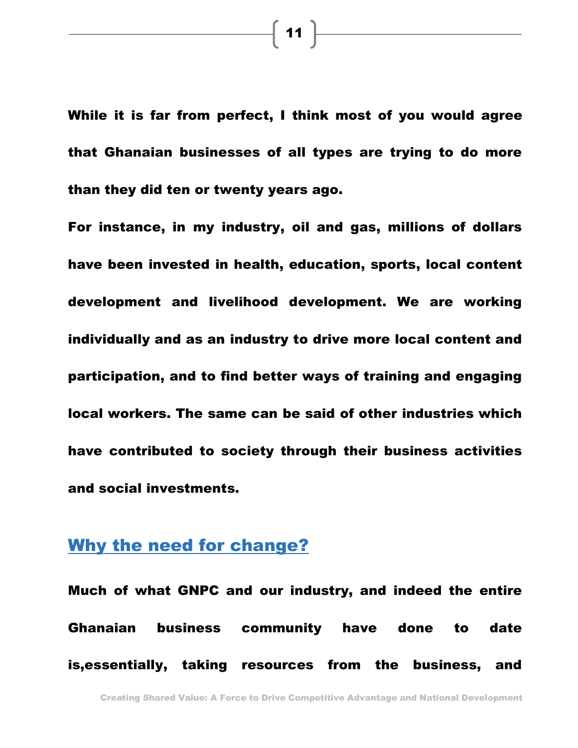**While it is far from perfect, I think most of you would agree that Ghanaian businesses of all types are trying to do more than they did ten or twenty years ago.**

**For instance, in my industry, oil and gas, millions of dollars have been invested in health, education, sports, local content development and livelihood development. We are working individually and as an industry to drive more local content and participation, and to find better ways of training and engaging local workers. The same can be said of other industries which have contributed to society through their business activities and social investments.**

## Why the need for change?

**Much of what GNPC and our industry, and indeed the entire Ghanaian business community have done to date is,essentially, taking resources from the business, and**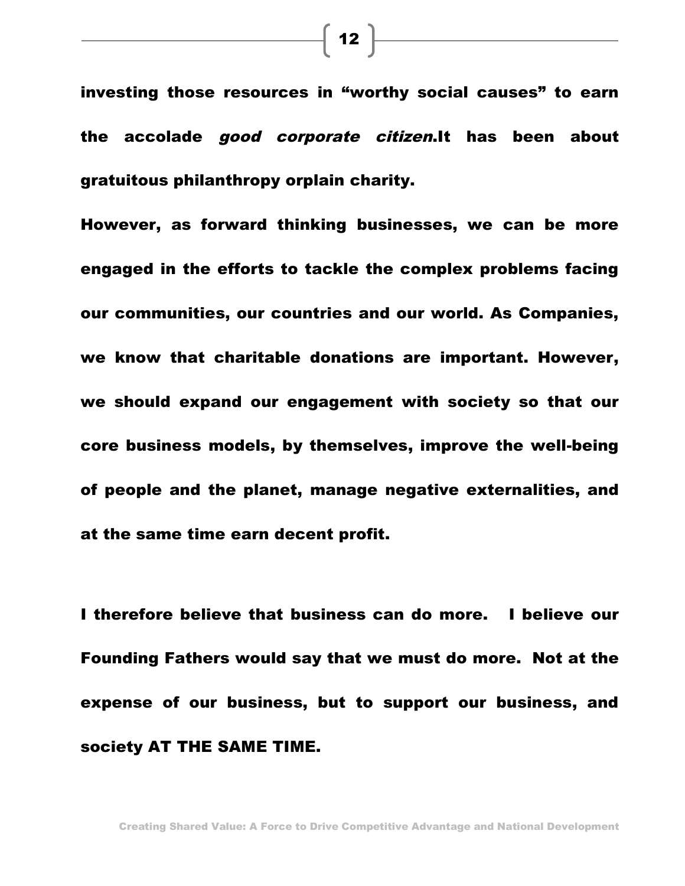**investing those resources in "worthy social causes" to earn the accolade *good corporate citizen*.It has been about gratuitous philanthropy orplain charity.**

**However, as forward thinking businesses, we can be more engaged in the efforts to tackle the complex problems facing our communities, our countries and our world. As Companies, we know that charitable donations are important. However, we should expand our engagement with society so that our core business models, by themselves, improve the well-being of people and the planet, manage negative externalities, and at the same time earn decent profit.**

**I therefore believe that business can do more. I believe our Founding Fathers would say that we must do more. Not at the expense of our business, but to support our business, and society AT THE SAME TIME.**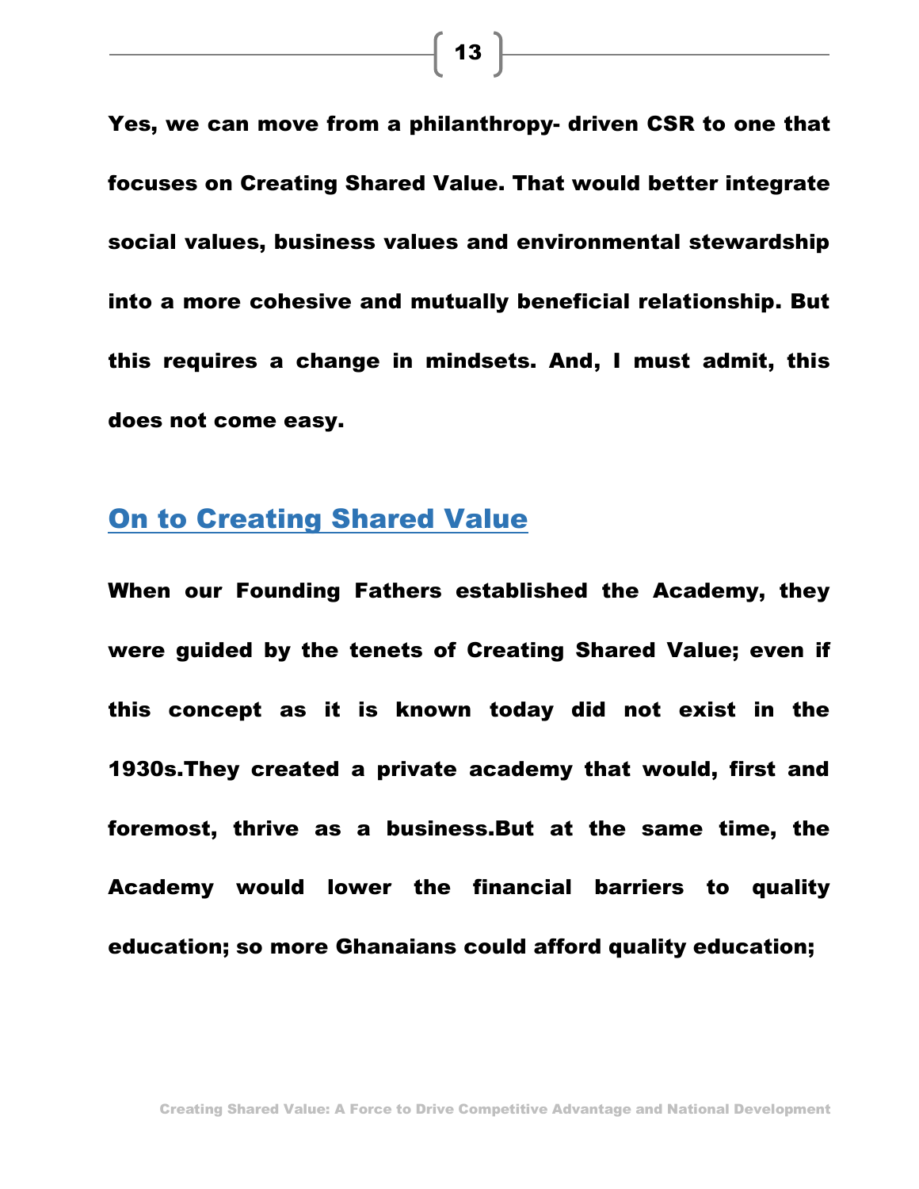Yes, we can move from a philanthropy- driven CSR to one that focuses on Creating Shared Value. That would better integrate social values, business values and environmental stewardship into a more cohesive and mutually beneficial relationship. But this requires a change in mindsets. And, I must admit, this does not come easy.

## On to Creating Shared Value

When our Founding Fathers established the Academy, they were guided by the tenets of Creating Shared Value; even if this concept as it is known today did not exist in the 1930s.They created a private academy that would, first and foremost, thrive as a business.But at the same time, the Academy would lower the financial barriers to quality education; so more Ghanaians could afford quality education;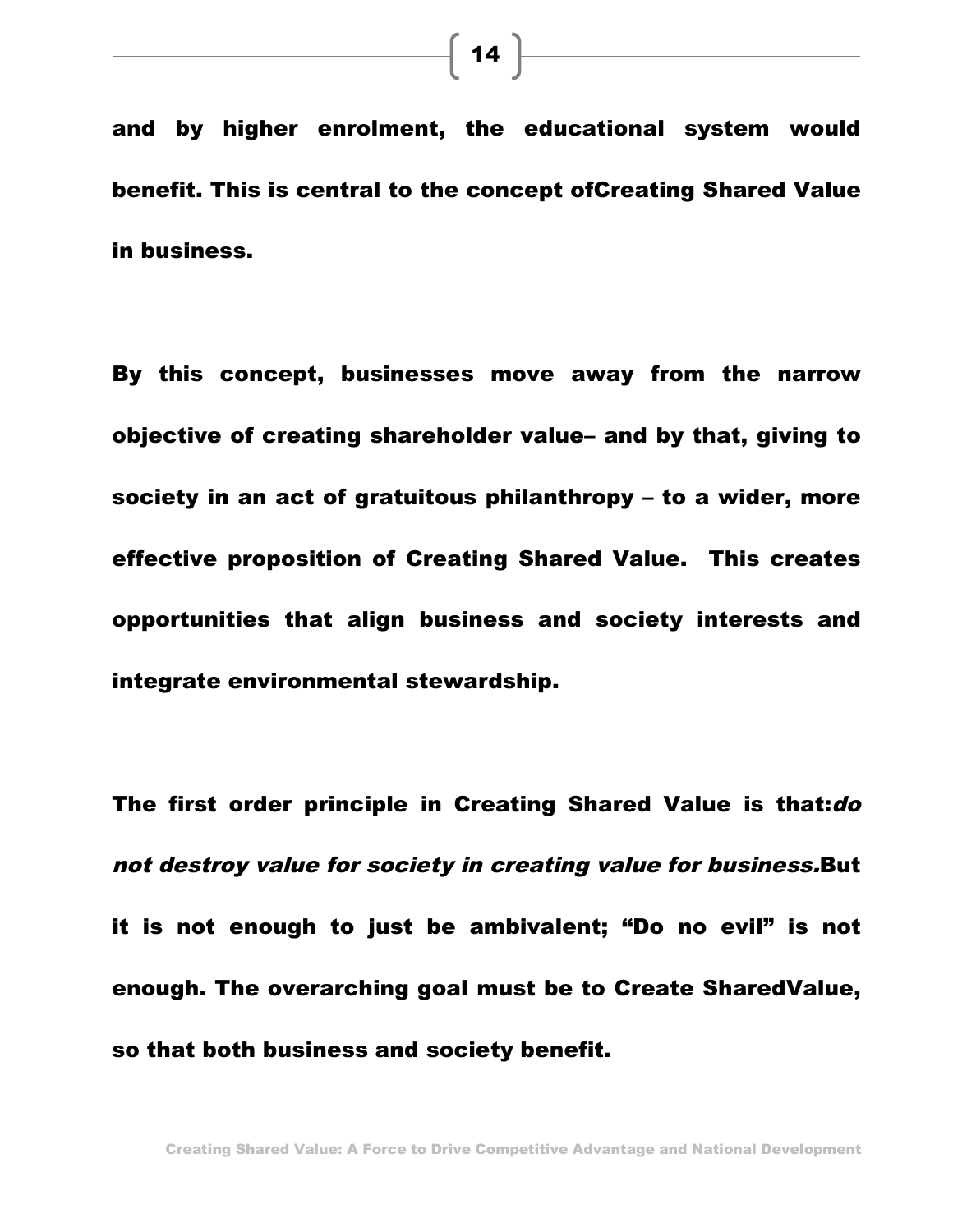and by higher enrolment, the educational system would benefit. This is central to the concept ofCreating Shared Value in business.

By this concept, businesses move away from the narrow objective of creating shareholder value– and by that, giving to society in an act of gratuitous philanthropy – to a wider, more effective proposition of Creating Shared Value. This creates opportunities that align business and society interests and integrate environmental stewardship.

The first order principle in Creating Shared Value is that:*do not destroy value for society in creating value for business.*But it is not enough to just be ambivalent; "Do no evil" is not enough. The overarching goal must be to Create SharedValue, so that both business and society benefit.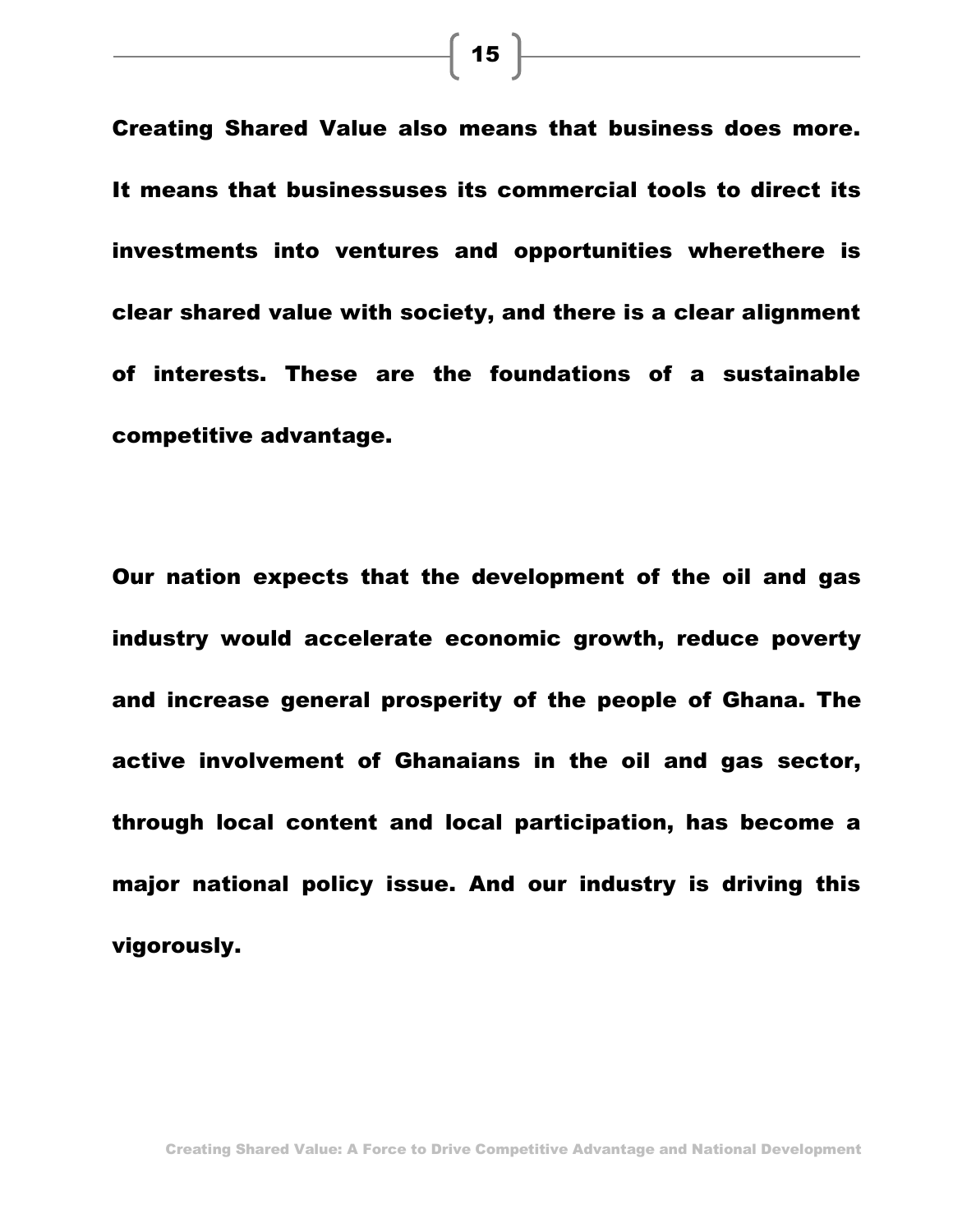**Creating Shared Value also means that business does more. It means that businessuses its commercial tools to direct its investments into ventures and opportunities wherethere is clear shared value with society, and there is a clear alignment of interests. These are the foundations of a sustainable competitive advantage.**

**Our nation expects that the development of the oil and gas industry would accelerate economic growth, reduce poverty and increase general prosperity of the people of Ghana. The active involvement of Ghanaians in the oil and gas sector, through local content and local participation, has become a major national policy issue. And our industry is driving this vigorously.**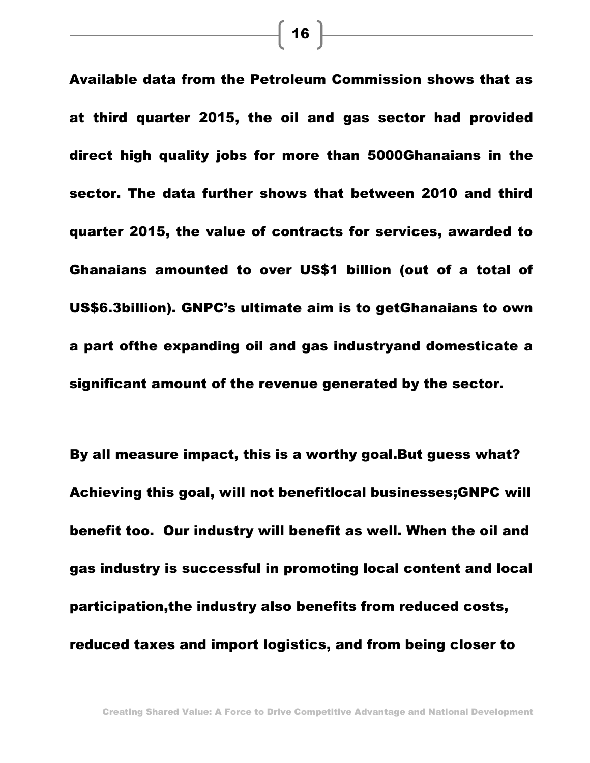Available data from the Petroleum Commission shows that as at third quarter 2015, the oil and gas sector had provided direct high quality jobs for more than 5000Ghanaians in the sector. The data further shows that between 2010 and third quarter 2015, the value of contracts for services, awarded to Ghanaians amounted to over US$1 billion (out of a total of US$6.3billion). GNPC's ultimate aim is to getGhanaians to own a part ofthe expanding oil and gas industryand domesticate a significant amount of the revenue generated by the sector.

By all measure impact, this is a worthy goal.But guess what? Achieving this goal, will not benefitlocal businesses;GNPC will benefit too. Our industry will benefit as well. When the oil and gas industry is successful in promoting local content and local participation,the industry also benefits from reduced costs, reduced taxes and import logistics, and from being closer to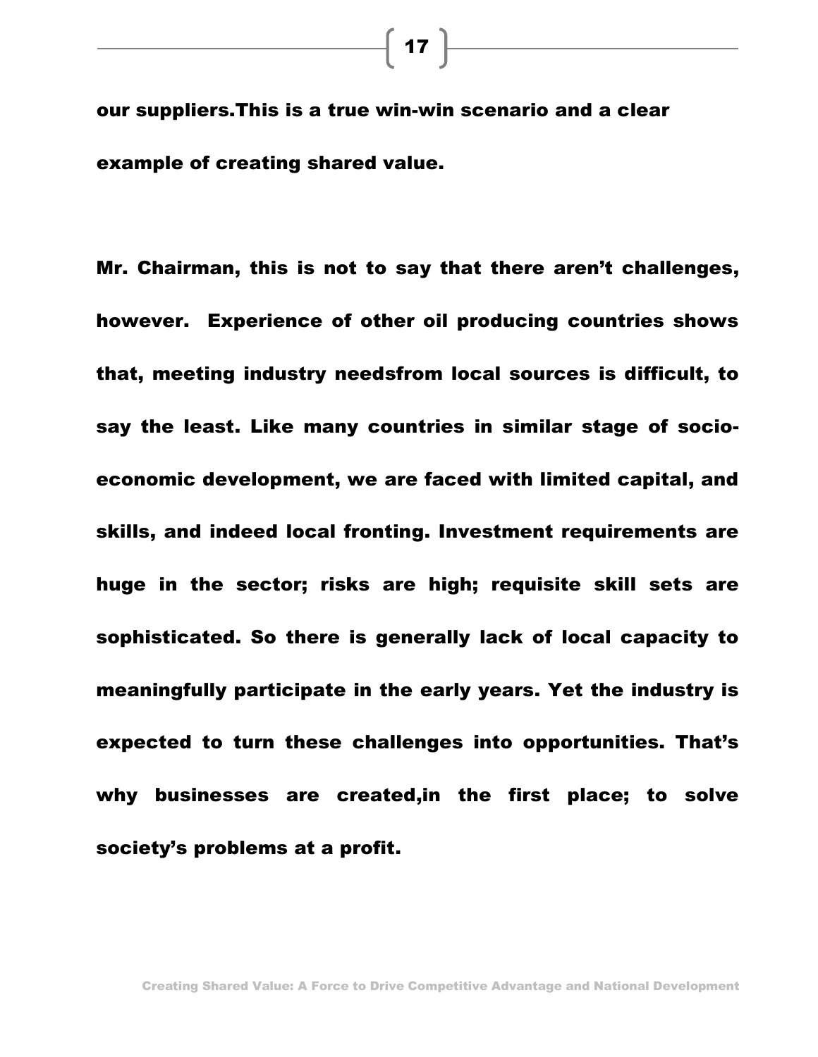our suppliers.This is a true win-win scenario and a clear example of creating shared value.

Mr. Chairman, this is not to say that there aren't challenges, however. Experience of other oil producing countries shows that, meeting industry needsfrom local sources is difficult, to say the least. Like many countries in similar stage of socio-economic development, we are faced with limited capital, and skills, and indeed local fronting. Investment requirements are huge in the sector; risks are high; requisite skill sets are sophisticated. So there is generally lack of local capacity to meaningfully participate in the early years. Yet the industry is expected to turn these challenges into opportunities. That's why businesses are created,in the first place; to solve society's problems at a profit.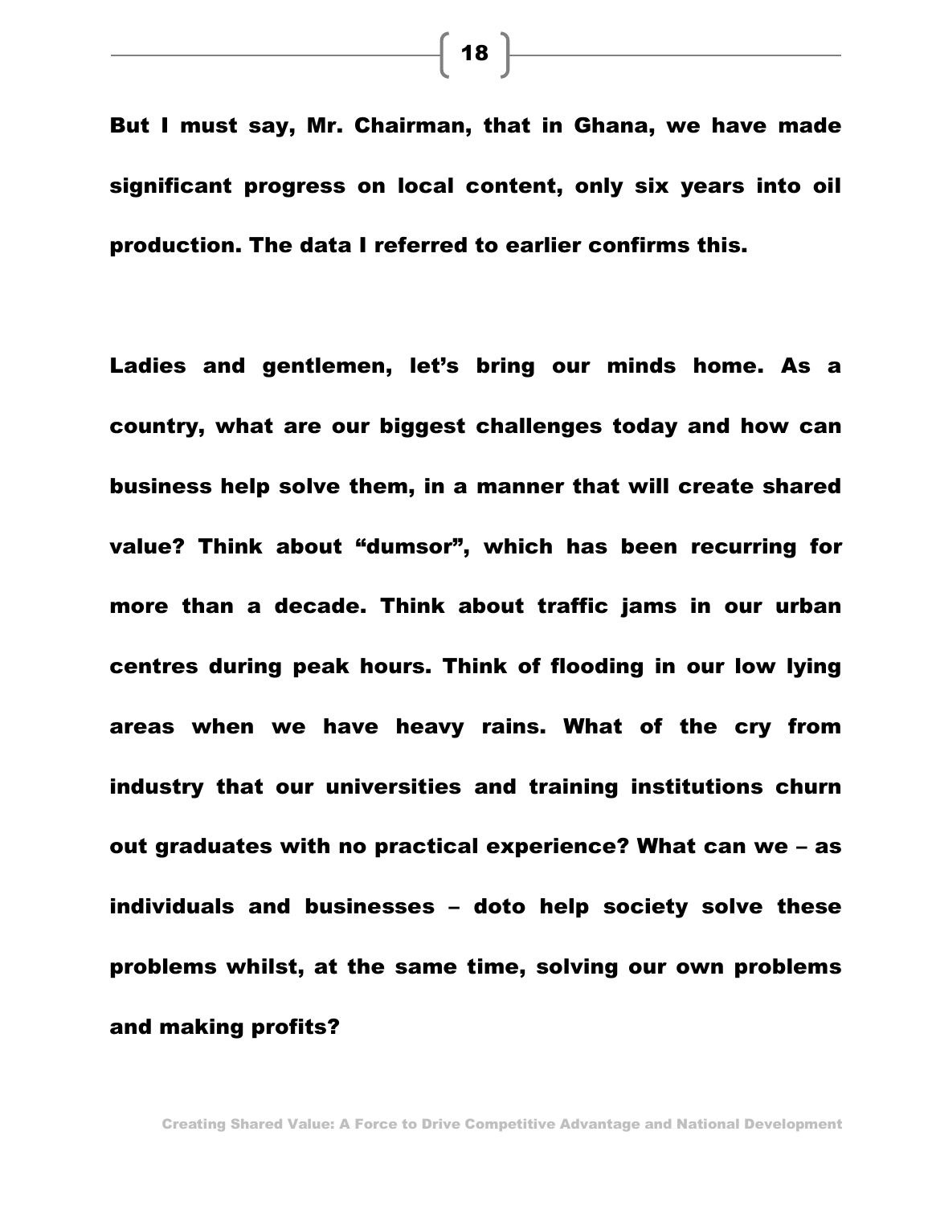**But I must say, Mr. Chairman, that in Ghana, we have made significant progress on local content, only six years into oil production. The data I referred to earlier confirms this.**

**Ladies and gentlemen, let's bring our minds home. As a country, what are our biggest challenges today and how can business help solve them, in a manner that will create shared value? Think about "dumsor", which has been recurring for more than a decade. Think about traffic jams in our urban centres during peak hours. Think of flooding in our low lying areas when we have heavy rains. What of the cry from industry that our universities and training institutions churn out graduates with no practical experience? What can we – as individuals and businesses – doto help society solve these problems whilst, at the same time, solving our own problems and making profits?**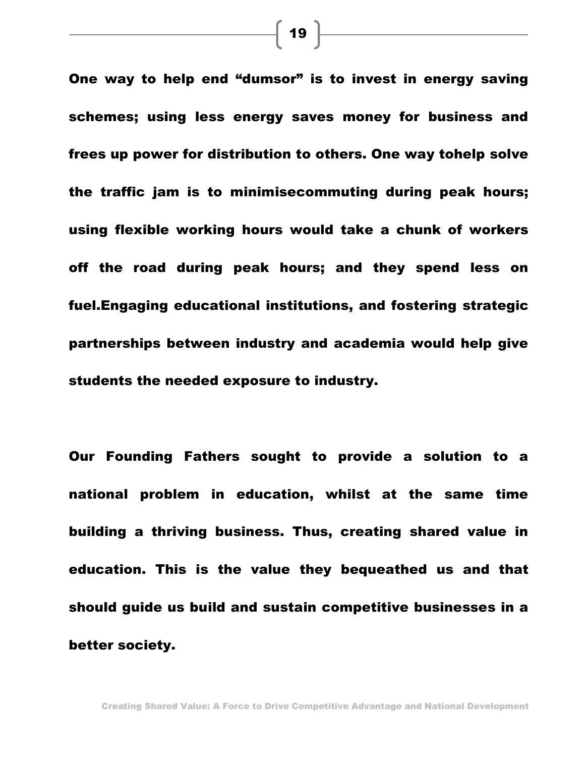One way to help end “dumsor” is to invest in energy saving schemes; using less energy saves money for business and frees up power for distribution to others. One way tohelp solve the traffic jam is to minimisecommuting during peak hours; using flexible working hours would take a chunk of workers off the road during peak hours; and they spend less on fuel.Engaging educational institutions, and fostering strategic partnerships between industry and academia would help give students the needed exposure to industry.

Our Founding Fathers sought to provide a solution to a national problem in education, whilst at the same time building a thriving business. Thus, creating shared value in education. This is the value they bequeathed us and that should guide us build and sustain competitive businesses in a better society.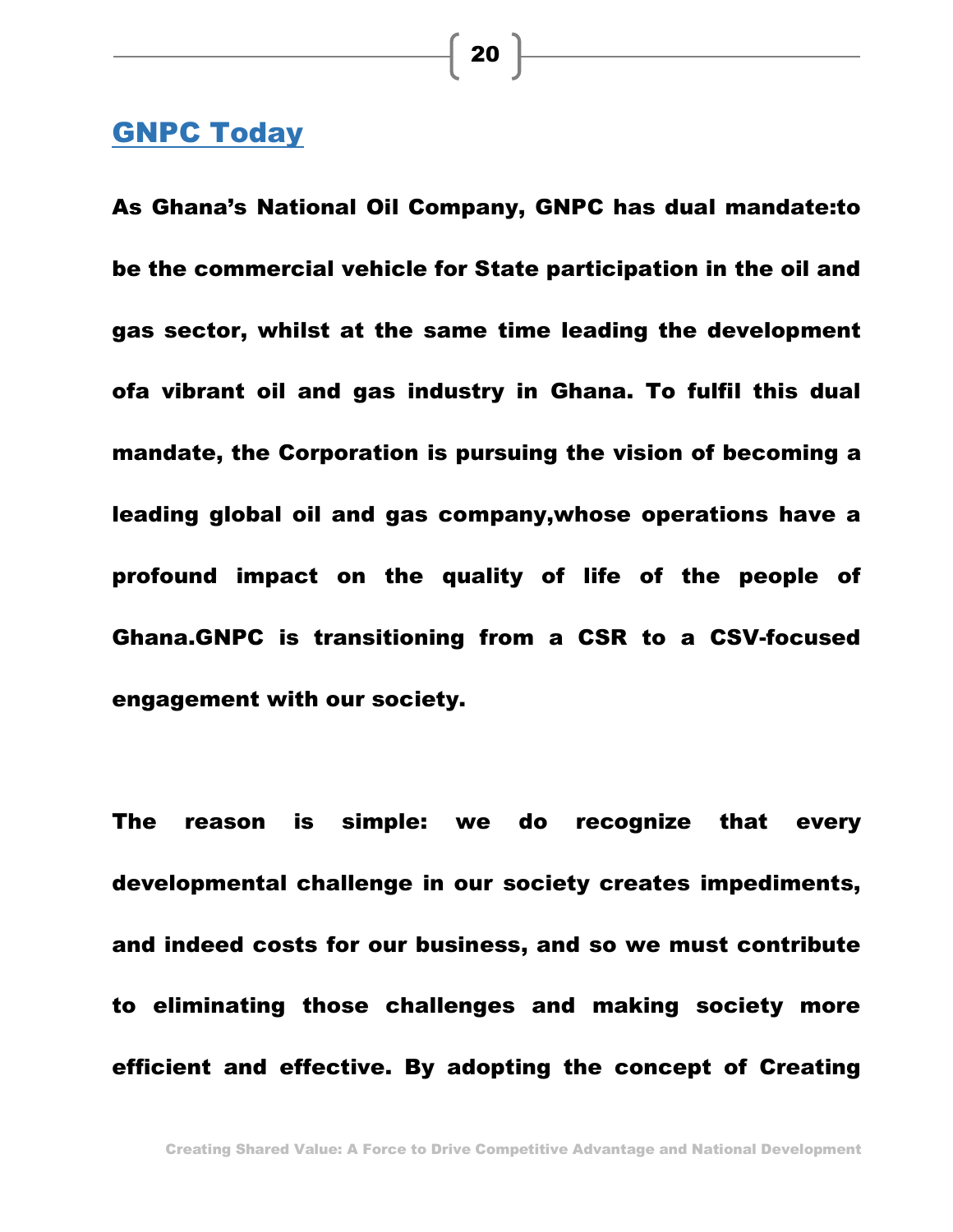## GNPC Today

**As Ghana's National Oil Company, GNPC has dual mandate:to be the commercial vehicle for State participation in the oil and gas sector, whilst at the same time leading the development ofa vibrant oil and gas industry in Ghana. To fulfil this dual mandate, the Corporation is pursuing the vision of becoming a leading global oil and gas company,whose operations have a profound impact on the quality of life of the people of Ghana.GNPC is transitioning from a CSR to a CSV-focused engagement with our society.**

**The reason is simple: we do recognize that every developmental challenge in our society creates impediments, and indeed costs for our business, and so we must contribute to eliminating those challenges and making society more efficient and effective. By adopting the concept of Creating**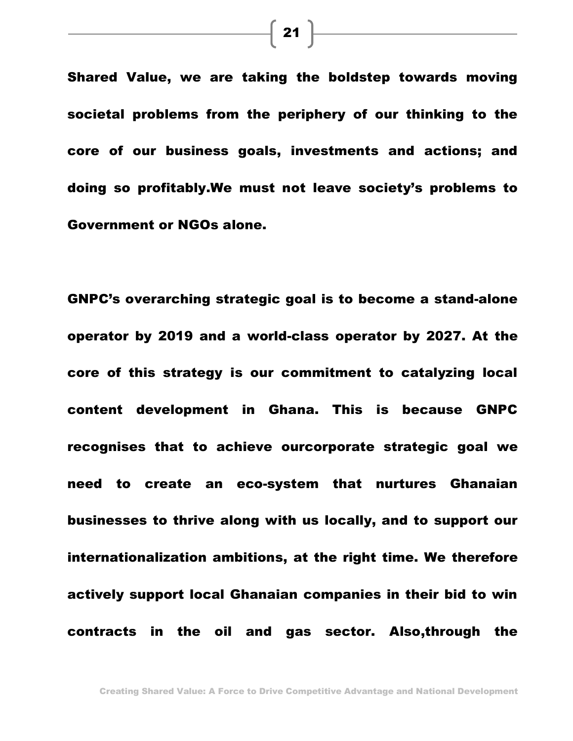Shared Value, we are taking the boldstep towards moving societal problems from the periphery of our thinking to the core of our business goals, investments and actions; and doing so profitably.We must not leave society's problems to Government or NGOs alone.

GNPC's overarching strategic goal is to become a stand-alone operator by 2019 and a world-class operator by 2027. At the core of this strategy is our commitment to catalyzing local content development in Ghana. This is because GNPC recognises that to achieve ourcorporate strategic goal we need to create an eco-system that nurtures Ghanaian businesses to thrive along with us locally, and to support our internationalization ambitions, at the right time. We therefore actively support local Ghanaian companies in their bid to win contracts in the oil and gas sector. Also,through the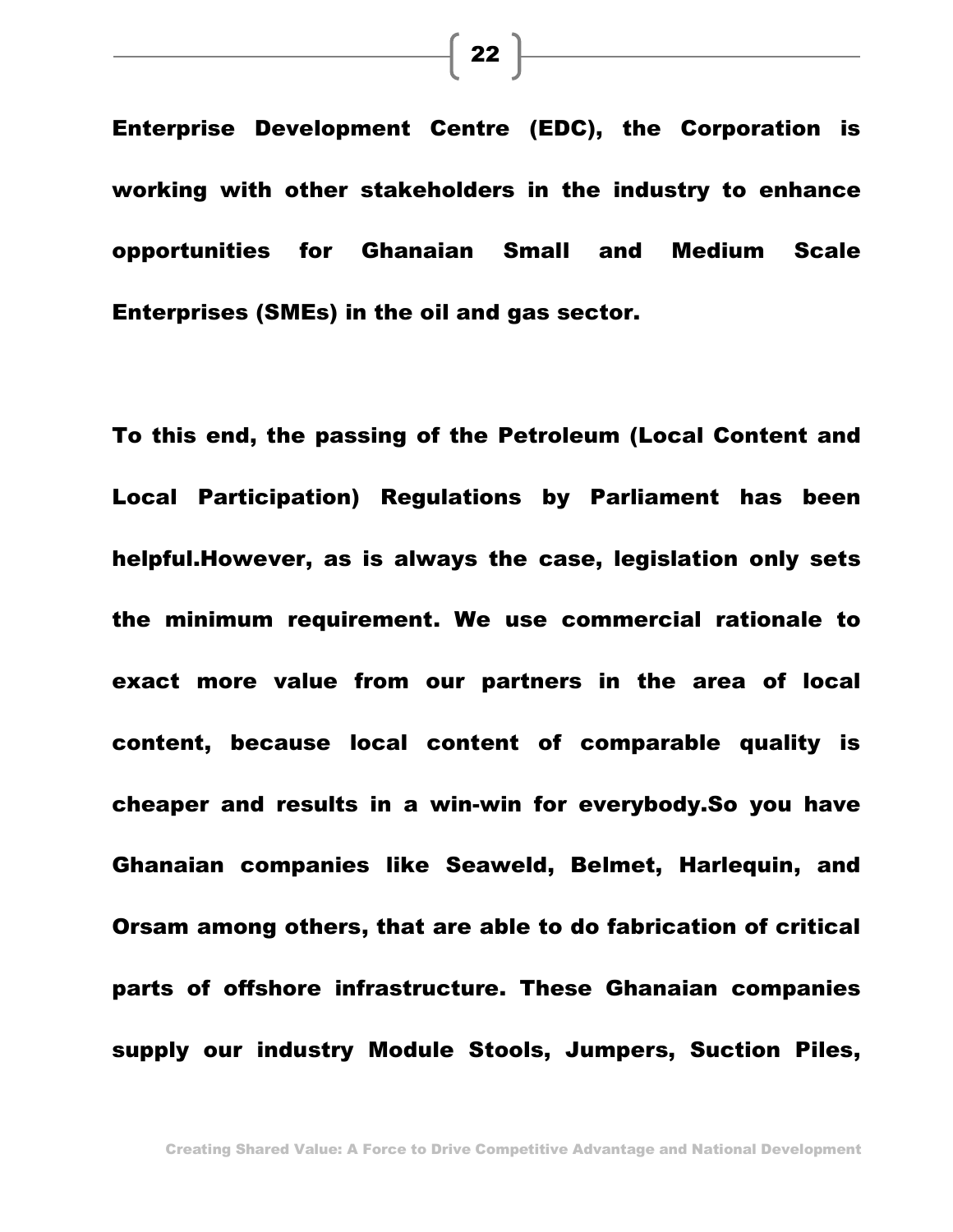Enterprise Development Centre (EDC), the Corporation is working with other stakeholders in the industry to enhance opportunities for Ghanaian Small and Medium Scale Enterprises (SMEs) in the oil and gas sector.

To this end, the passing of the Petroleum (Local Content and Local Participation) Regulations by Parliament has been helpful.However, as is always the case, legislation only sets the minimum requirement. We use commercial rationale to exact more value from our partners in the area of local content, because local content of comparable quality is cheaper and results in a win-win for everybody.So you have Ghanaian companies like Seaweld, Belmet, Harlequin, and Orsam among others, that are able to do fabrication of critical parts of offshore infrastructure. These Ghanaian companies supply our industry Module Stools, Jumpers, Suction Piles,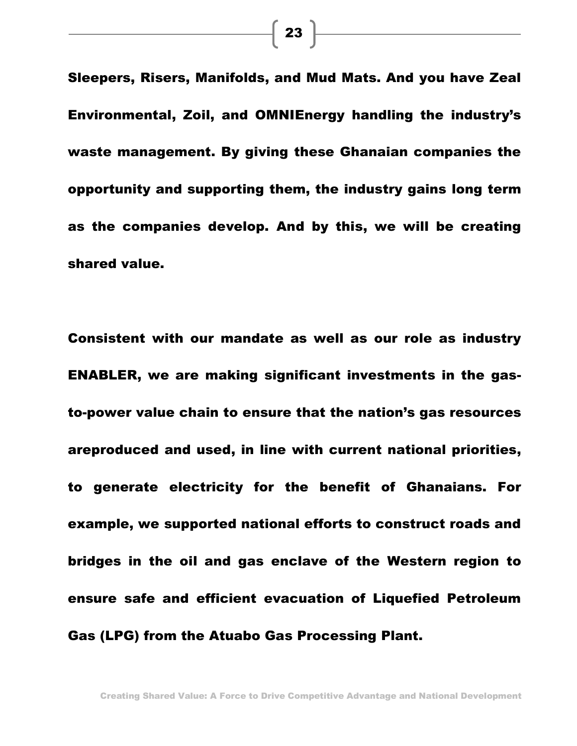**Sleepers, Risers, Manifolds, and Mud Mats. And you have Zeal Environmental, Zoil, and OMNIEnergy handling the industry's waste management. By giving these Ghanaian companies the opportunity and supporting them, the industry gains long term as the companies develop. And by this, we will be creating shared value.**

**Consistent with our mandate as well as our role as industry ENABLER, we are making significant investments in the gas-to-power value chain to ensure that the nation's gas resources areproduced and used, in line with current national priorities, to generate electricity for the benefit of Ghanaians. For example, we supported national efforts to construct roads and bridges in the oil and gas enclave of the Western region to ensure safe and efficient evacuation of Liquefied Petroleum Gas (LPG) from the Atuabo Gas Processing Plant.**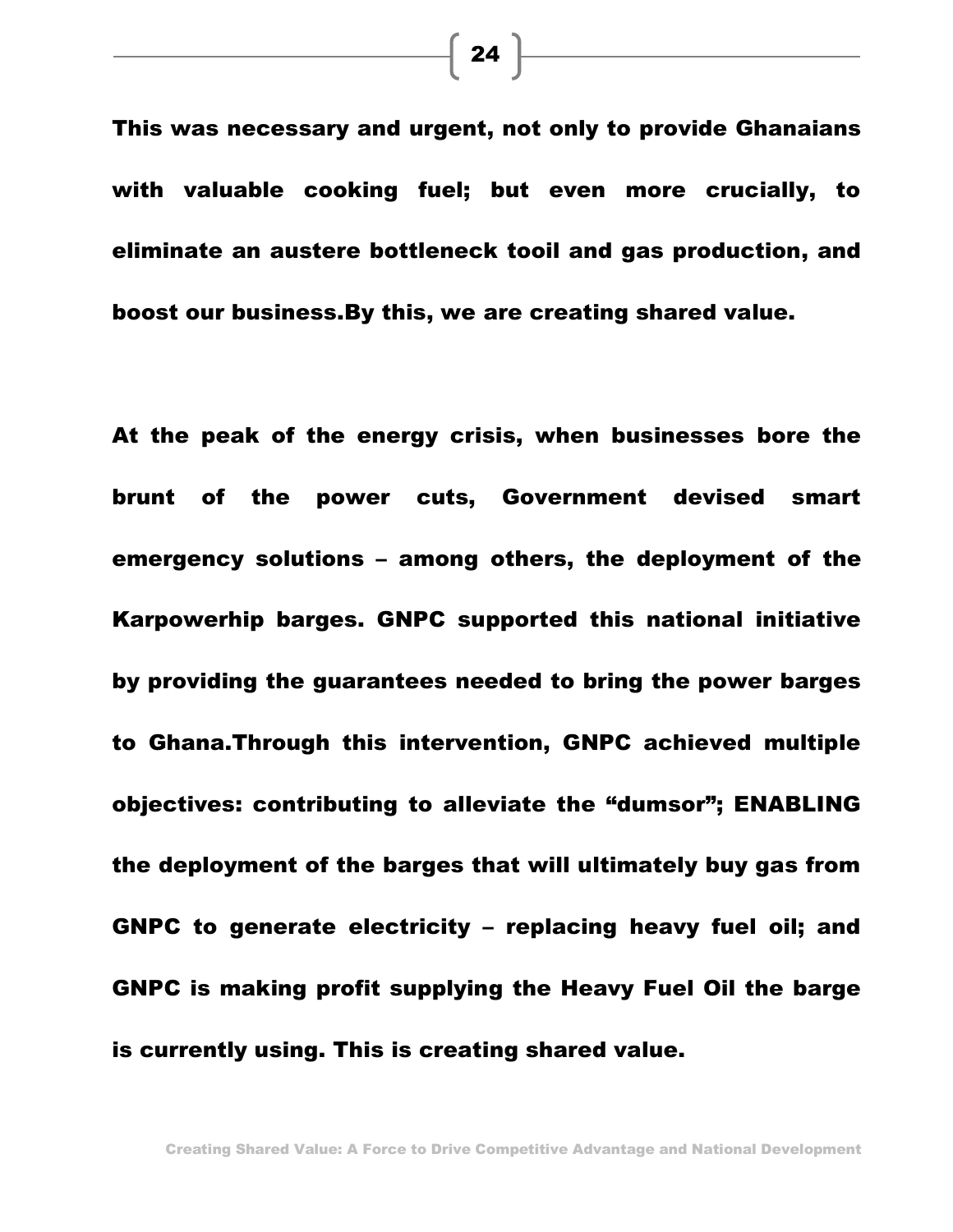**This was necessary and urgent, not only to provide Ghanaians with valuable cooking fuel; but even more crucially, to eliminate an austere bottleneck tooil and gas production, and boost our business.By this, we are creating shared value.**

**At the peak of the energy crisis, when businesses bore the brunt of the power cuts, Government devised smart emergency solutions – among others, the deployment of the Karpowerhip barges. GNPC supported this national initiative by providing the guarantees needed to bring the power barges to Ghana.Through this intervention, GNPC achieved multiple objectives: contributing to alleviate the "dumsor"; ENABLING the deployment of the barges that will ultimately buy gas from GNPC to generate electricity – replacing heavy fuel oil; and GNPC is making profit supplying the Heavy Fuel Oil the barge is currently using. This is creating shared value.**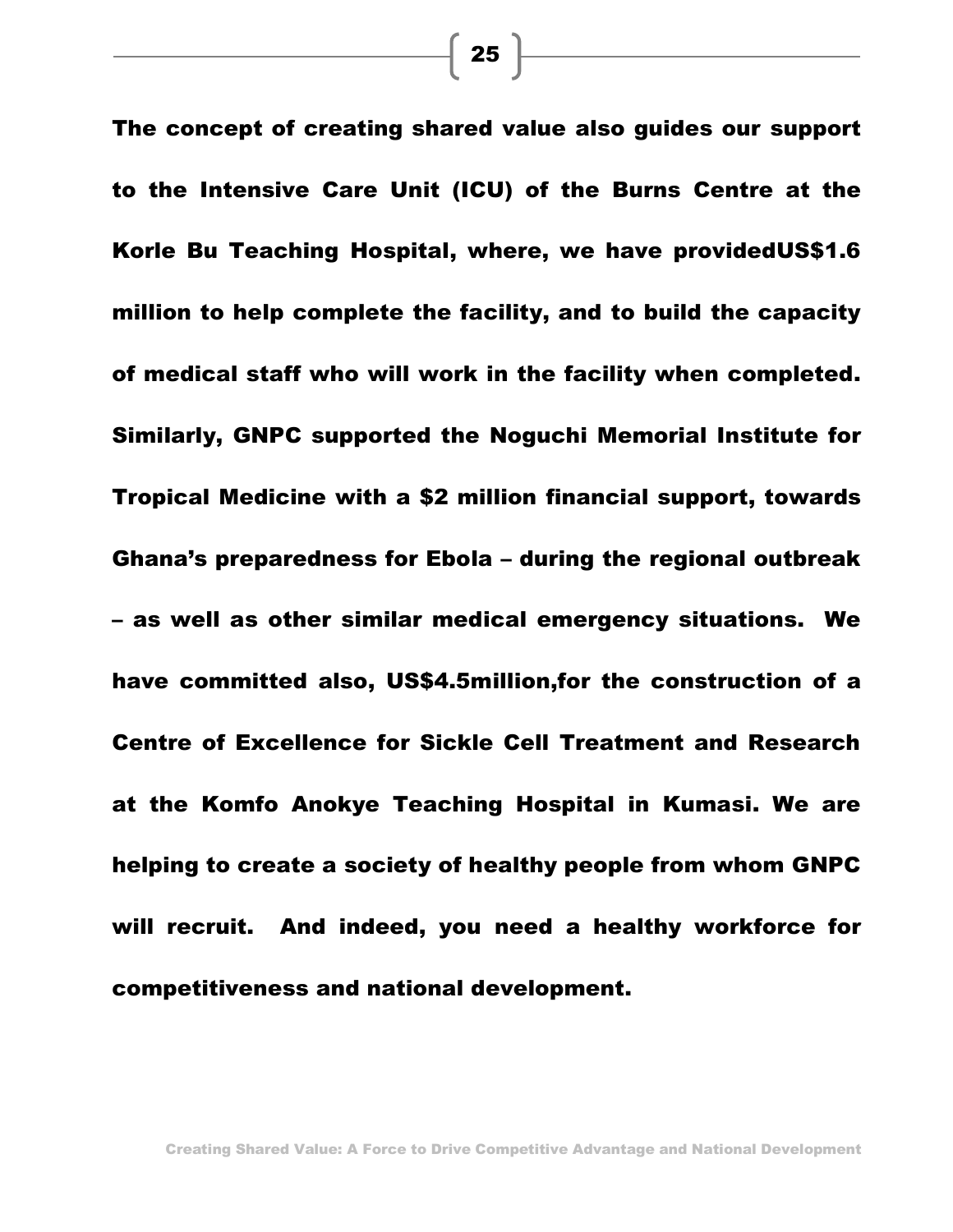**The concept of creating shared value also guides our support to the Intensive Care Unit (ICU) of the Burns Centre at the Korle Bu Teaching Hospital, where, we have providedUS$1.6 million to help complete the facility, and to build the capacity of medical staff who will work in the facility when completed. Similarly, GNPC supported the Noguchi Memorial Institute for Tropical Medicine with a $2 million financial support, towards Ghana's preparedness for Ebola – during the regional outbreak – as well as other similar medical emergency situations. We have committed also, US$4.5million,for the construction of a Centre of Excellence for Sickle Cell Treatment and Research at the Komfo Anokye Teaching Hospital in Kumasi. We are helping to create a society of healthy people from whom GNPC will recruit. And indeed, you need a healthy workforce for competitiveness and national development.**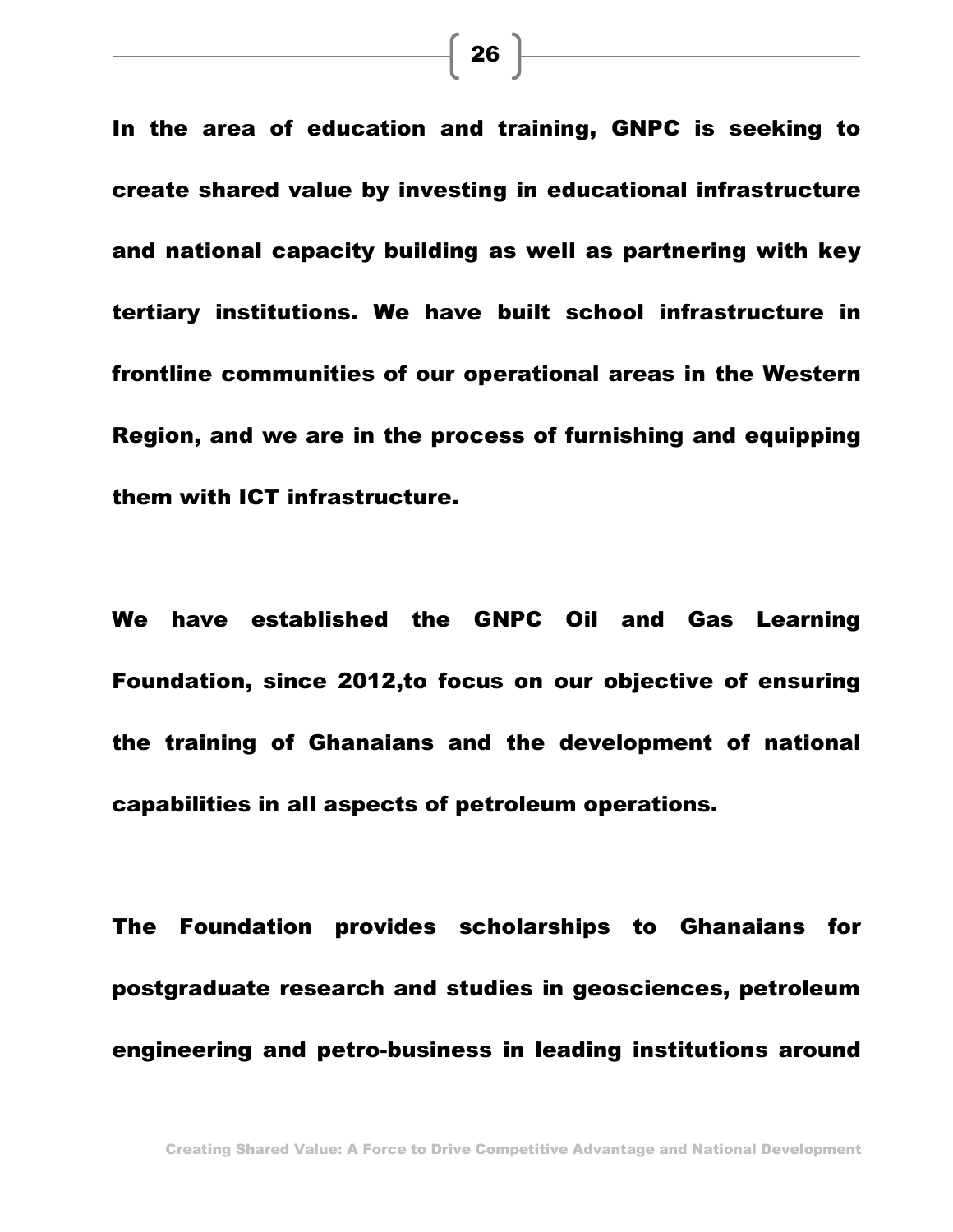In the area of education and training, GNPC is seeking to create shared value by investing in educational infrastructure and national capacity building as well as partnering with key tertiary institutions. We have built school infrastructure in frontline communities of our operational areas in the Western Region, and we are in the process of furnishing and equipping them with ICT infrastructure.

We have established the GNPC Oil and Gas Learning Foundation, since 2012,to focus on our objective of ensuring the training of Ghanaians and the development of national capabilities in all aspects of petroleum operations.

The Foundation provides scholarships to Ghanaians for postgraduate research and studies in geosciences, petroleum engineering and petro-business in leading institutions around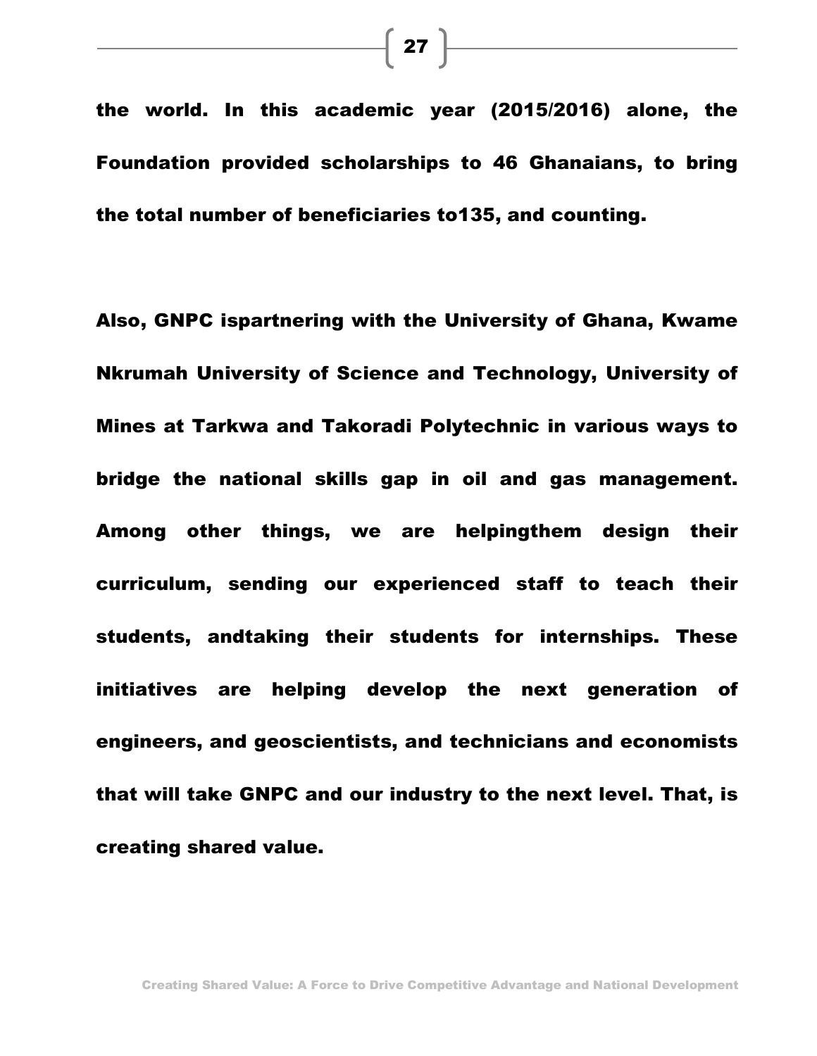the world. In this academic year (2015/2016) alone, the Foundation provided scholarships to 46 Ghanaians, to bring the total number of beneficiaries to135, and counting.

Also, GNPC ispartnering with the University of Ghana, Kwame Nkrumah University of Science and Technology, University of Mines at Tarkwa and Takoradi Polytechnic in various ways to bridge the national skills gap in oil and gas management. Among other things, we are helpingthem design their curriculum, sending our experienced staff to teach their students, andtaking their students for internships. These initiatives are helping develop the next generation of engineers, and geoscientists, and technicians and economists that will take GNPC and our industry to the next level. That, is creating shared value.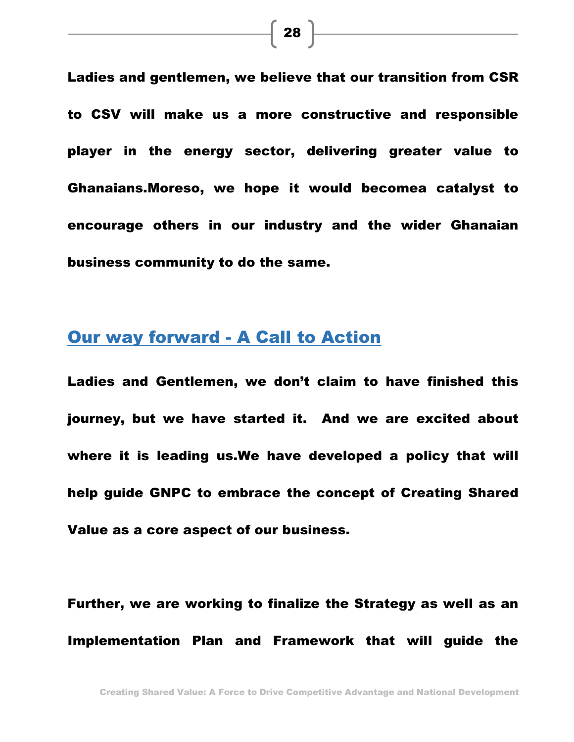**Ladies and gentlemen, we believe that our transition from CSR to CSV will make us a more constructive and responsible player in the energy sector, delivering greater value to Ghanaians.Moreso, we hope it would becomea catalyst to encourage others in our industry and the wider Ghanaian business community to do the same.**

## Our way forward - A Call to Action

**Ladies and Gentlemen, we don't claim to have finished this journey, but we have started it. And we are excited about where it is leading us.We have developed a policy that will help guide GNPC to embrace the concept of Creating Shared Value as a core aspect of our business.**

**Further, we are working to finalize the Strategy as well as an Implementation Plan and Framework that will guide the**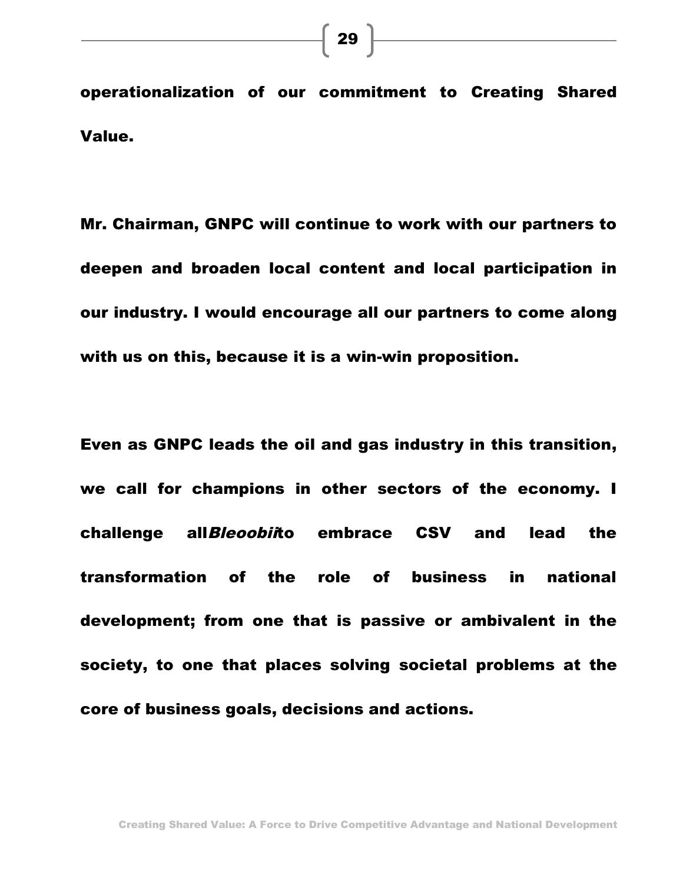**operationalization of our commitment to Creating Shared Value.**

**Mr. Chairman, GNPC will continue to work with our partners to deepen and broaden local content and local participation in our industry. I would encourage all our partners to come along with us on this, because it is a win-win proposition.**

**Even as GNPC leads the oil and gas industry in this transition, we call for champions in other sectors of the economy. I challenge all*Bleoobi*to embrace CSV and lead the transformation of the role of business in national development; from one that is passive or ambivalent in the society, to one that places solving societal problems at the core of business goals, decisions and actions.**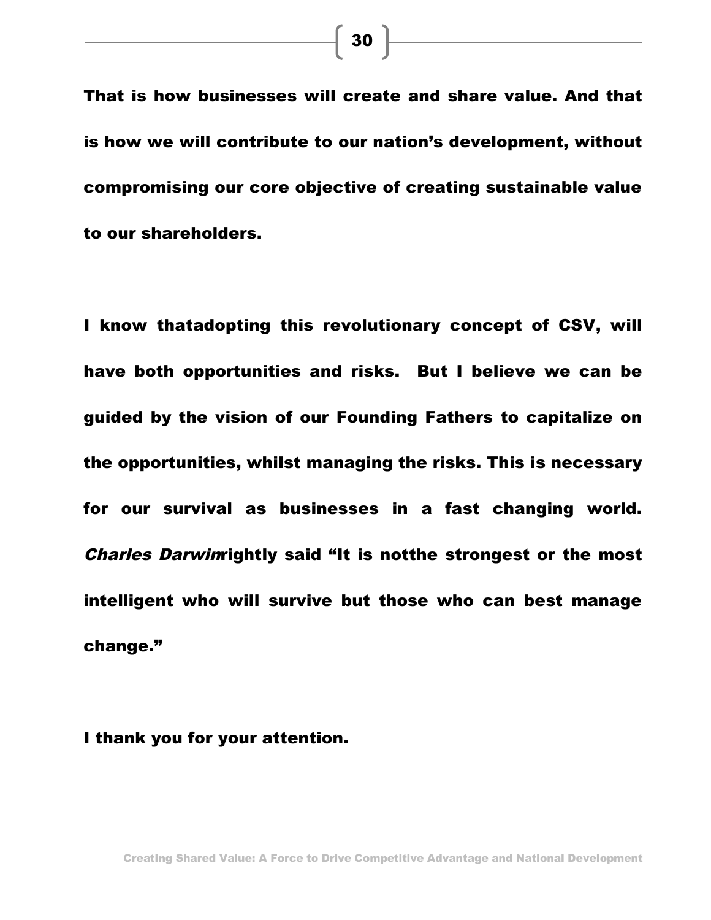**That is how businesses will create and share value. And that is how we will contribute to our nation's development, without compromising our core objective of creating sustainable value to our shareholders.**

**I know thatadopting this revolutionary concept of CSV, will have both opportunities and risks. But I believe we can be guided by the vision of our Founding Fathers to capitalize on the opportunities, whilst managing the risks. This is necessary for our survival as businesses in a fast changing world. *Charles Darwin*rightly said "It is notthe strongest or the most intelligent who will survive but those who can best manage change."**

**I thank you for your attention.**